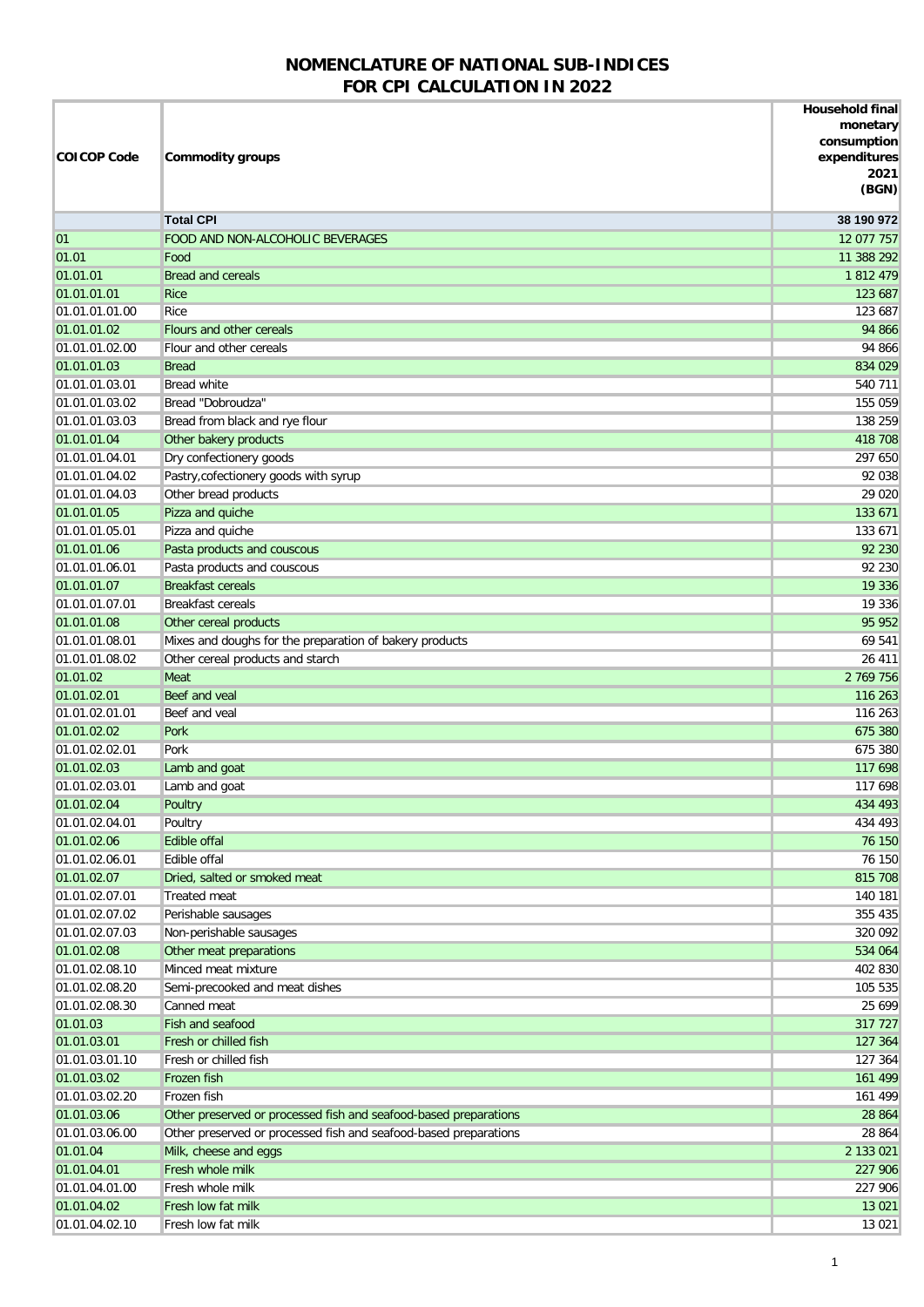# NOMENCLATURE OF NATIONAL SUB-INDICES FOR CPI CALCULATION IN 2022

| COICOP Code | Commodity groups | Household final monetary consumption expenditures 2021 (BGN) |
|---|---|---|
| | **Total CPI** | **38 190 972** |
| 01 | FOOD AND NON-ALCOHOLIC BEVERAGES | 12 077 757 |
| 01.01 | Food | 11 388 292 |
| 01.01.01 | Bread and cereals | 1 812 479 |
| 01.01.01.01 | Rice | 123 687 |
| 01.01.01.01.00 | Rice | 123 687 |
| 01.01.01.02 | Flours and other cereals | 94 866 |
| 01.01.01.02.00 | Flour and other cereals | 94 866 |
| 01.01.01.03 | Bread | 834 029 |
| 01.01.01.03.01 | Bread white | 540 711 |
| 01.01.01.03.02 | Bread "Dobroudza" | 155 059 |
| 01.01.01.03.03 | Bread from black and rye flour | 138 259 |
| 01.01.01.04 | Other bakery products | 418 708 |
| 01.01.01.04.01 | Dry confectionery goods | 297 650 |
| 01.01.01.04.02 | Pastry,cofectionery goods with syrup | 92 038 |
| 01.01.01.04.03 | Other bread products | 29 020 |
| 01.01.01.05 | Pizza and quiche | 133 671 |
| 01.01.01.05.01 | Pizza and quiche | 133 671 |
| 01.01.01.06 | Pasta products and couscous | 92 230 |
| 01.01.01.06.01 | Pasta products and couscous | 92 230 |
| 01.01.01.07 | Breakfast cereals | 19 336 |
| 01.01.01.07.01 | Breakfast cereals | 19 336 |
| 01.01.01.08 | Other cereal products | 95 952 |
| 01.01.01.08.01 | Mixes and doughs for the preparation of bakery products | 69 541 |
| 01.01.01.08.02 | Other cereal products and starch | 26 411 |
| 01.01.02 | Meat | 2 769 756 |
| 01.01.02.01 | Beef and veal | 116 263 |
| 01.01.02.01.01 | Beef and veal | 116 263 |
| 01.01.02.02 | Pork | 675 380 |
| 01.01.02.02.01 | Pork | 675 380 |
| 01.01.02.03 | Lamb and goat | 117 698 |
| 01.01.02.03.01 | Lamb and goat | 117 698 |
| 01.01.02.04 | Poultry | 434 493 |
| 01.01.02.04.01 | Poultry | 434 493 |
| 01.01.02.06 | Edible offal | 76 150 |
| 01.01.02.06.01 | Edible offal | 76 150 |
| 01.01.02.07 | Dried, salted or smoked meat | 815 708 |
| 01.01.02.07.01 | Treated meat | 140 181 |
| 01.01.02.07.02 | Perishable sausages | 355 435 |
| 01.01.02.07.03 | Non-perishable sausages | 320 092 |
| 01.01.02.08 | Other meat preparations | 534 064 |
| 01.01.02.08.10 | Minced meat mixture | 402 830 |
| 01.01.02.08.20 | Semi-precooked and meat dishes | 105 535 |
| 01.01.02.08.30 | Canned meat | 25 699 |
| 01.01.03 | Fish and seafood | 317 727 |
| 01.01.03.01 | Fresh or chilled fish | 127 364 |
| 01.01.03.01.10 | Fresh or chilled fish | 127 364 |
| 01.01.03.02 | Frozen fish | 161 499 |
| 01.01.03.02.20 | Frozen fish | 161 499 |
| 01.01.03.06 | Other preserved or processed fish and seafood-based preparations | 28 864 |
| 01.01.03.06.00 | Other preserved or processed fish and seafood-based preparations | 28 864 |
| 01.01.04 | Milk, cheese and eggs | 2 133 021 |
| 01.01.04.01 | Fresh whole milk | 227 906 |
| 01.01.04.01.00 | Fresh whole milk | 227 906 |
| 01.01.04.02 | Fresh low fat milk | 13 021 |
| 01.01.04.02.10 | Fresh low fat milk | 13 021 |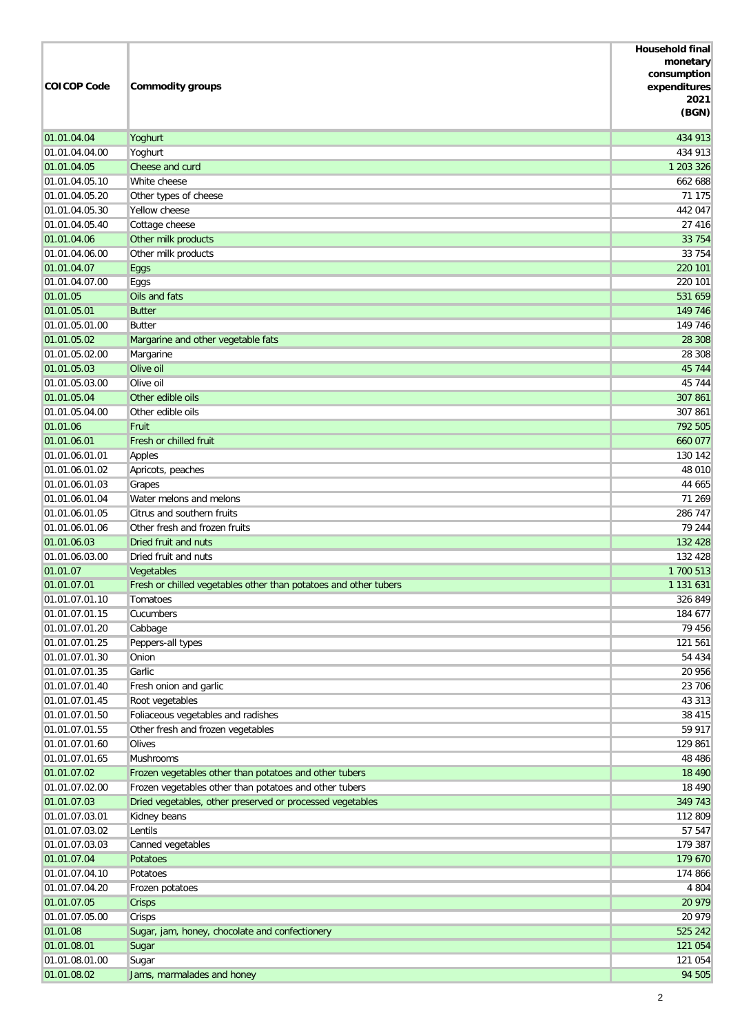| COICOP Code | Commodity groups | Household final monetary consumption expenditures 2021 (BGN) |
|---|---|---|
| 01.01.04.04 | Yoghurt | 434 913 |
| 01.01.04.04.00 | Yoghurt | 434 913 |
| 01.01.04.05 | Cheese and curd | 1 203 326 |
| 01.01.04.05.10 | White cheese | 662 688 |
| 01.01.04.05.20 | Other types of cheese | 71 175 |
| 01.01.04.05.30 | Yellow cheese | 442 047 |
| 01.01.04.05.40 | Cottage cheese | 27 416 |
| 01.01.04.06 | Other milk products | 33 754 |
| 01.01.04.06.00 | Other milk products | 33 754 |
| 01.01.04.07 | Eggs | 220 101 |
| 01.01.04.07.00 | Eggs | 220 101 |
| 01.01.05 | Oils and fats | 531 659 |
| 01.01.05.01 | Butter | 149 746 |
| 01.01.05.01.00 | Butter | 149 746 |
| 01.01.05.02 | Margarine and other vegetable fats | 28 308 |
| 01.01.05.02.00 | Margarine | 28 308 |
| 01.01.05.03 | Olive oil | 45 744 |
| 01.01.05.03.00 | Olive oil | 45 744 |
| 01.01.05.04 | Other edible oils | 307 861 |
| 01.01.05.04.00 | Other edible oils | 307 861 |
| 01.01.06 | Fruit | 792 505 |
| 01.01.06.01 | Fresh or chilled fruit | 660 077 |
| 01.01.06.01.01 | Apples | 130 142 |
| 01.01.06.01.02 | Apricots, peaches | 48 010 |
| 01.01.06.01.03 | Grapes | 44 665 |
| 01.01.06.01.04 | Water melons and melons | 71 269 |
| 01.01.06.01.05 | Citrus and southern fruits | 286 747 |
| 01.01.06.01.06 | Other fresh and frozen fruits | 79 244 |
| 01.01.06.03 | Dried fruit and nuts | 132 428 |
| 01.01.06.03.00 | Dried fruit and nuts | 132 428 |
| 01.01.07 | Vegetables | 1 700 513 |
| 01.01.07.01 | Fresh or chilled vegetables other than potatoes and other tubers | 1 131 631 |
| 01.01.07.01.10 | Tomatoes | 326 849 |
| 01.01.07.01.15 | Cucumbers | 184 677 |
| 01.01.07.01.20 | Cabbage | 79 456 |
| 01.01.07.01.25 | Peppers-all types | 121 561 |
| 01.01.07.01.30 | Onion | 54 434 |
| 01.01.07.01.35 | Garlic | 20 956 |
| 01.01.07.01.40 | Fresh onion and garlic | 23 706 |
| 01.01.07.01.45 | Root vegetables | 43 313 |
| 01.01.07.01.50 | Foliaceous vegetables and radishes | 38 415 |
| 01.01.07.01.55 | Other fresh and frozen vegetables | 59 917 |
| 01.01.07.01.60 | Olives | 129 861 |
| 01.01.07.01.65 | Mushrooms | 48 486 |
| 01.01.07.02 | Frozen vegetables other than potatoes and other tubers | 18 490 |
| 01.01.07.02.00 | Frozen vegetables other than potatoes and other tubers | 18 490 |
| 01.01.07.03 | Dried vegetables, other preserved or processed vegetables | 349 743 |
| 01.01.07.03.01 | Kidney beans | 112 809 |
| 01.01.07.03.02 | Lentils | 57 547 |
| 01.01.07.03.03 | Canned vegetables | 179 387 |
| 01.01.07.04 | Potatoes | 179 670 |
| 01.01.07.04.10 | Potatoes | 174 866 |
| 01.01.07.04.20 | Frozen potatoes | 4 804 |
| 01.01.07.05 | Crisps | 20 979 |
| 01.01.07.05.00 | Crisps | 20 979 |
| 01.01.08 | Sugar, jam, honey, chocolate and confectionery | 525 242 |
| 01.01.08.01 | Sugar | 121 054 |
| 01.01.08.01.00 | Sugar | 121 054 |
| 01.01.08.02 | Jams, marmalades and honey | 94 505 |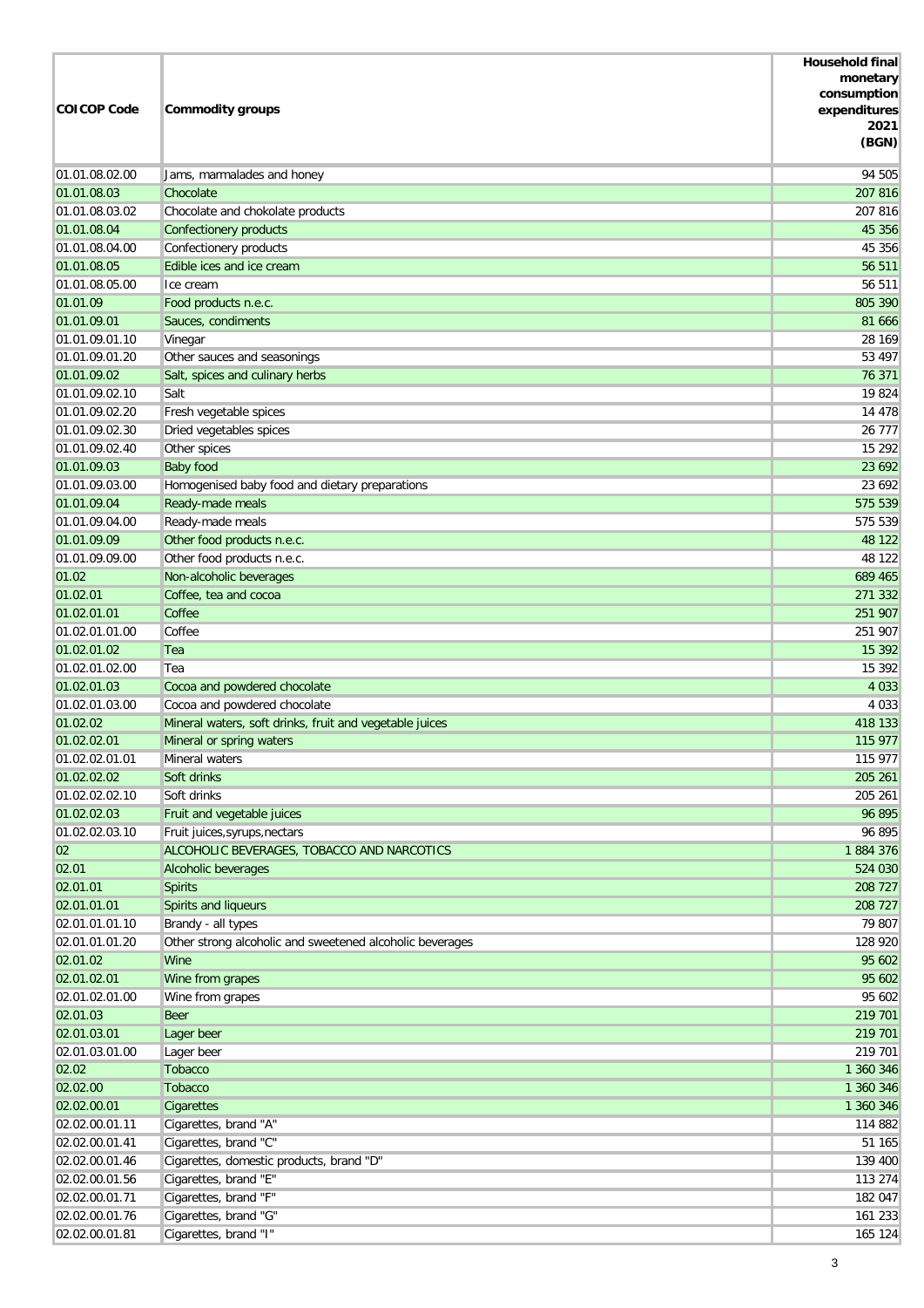| COICOP Code | Commodity groups | Household final monetary consumption expenditures 2021 (BGN) |
|---|---|---|
| 01.01.08.02.00 | Jams, marmalades and honey | 94 505 |
| 01.01.08.03 | Chocolate | 207 816 |
| 01.01.08.03.02 | Chocolate and chokolate products | 207 816 |
| 01.01.08.04 | Confectionery products | 45 356 |
| 01.01.08.04.00 | Confectionery products | 45 356 |
| 01.01.08.05 | Edible ices and ice cream | 56 511 |
| 01.01.08.05.00 | Ice cream | 56 511 |
| 01.01.09 | Food products n.e.c. | 805 390 |
| 01.01.09.01 | Sauces, condiments | 81 666 |
| 01.01.09.01.10 | Vinegar | 28 169 |
| 01.01.09.01.20 | Other sauces and seasonings | 53 497 |
| 01.01.09.02 | Salt, spices and culinary herbs | 76 371 |
| 01.01.09.02.10 | Salt | 19 824 |
| 01.01.09.02.20 | Fresh vegetable spices | 14 478 |
| 01.01.09.02.30 | Dried vegetables spices | 26 777 |
| 01.01.09.02.40 | Other spices | 15 292 |
| 01.01.09.03 | Baby food | 23 692 |
| 01.01.09.03.00 | Homogenised baby food and dietary preparations | 23 692 |
| 01.01.09.04 | Ready-made meals | 575 539 |
| 01.01.09.04.00 | Ready-made meals | 575 539 |
| 01.01.09.09 | Other food products n.e.c. | 48 122 |
| 01.01.09.09.00 | Other food products n.e.c. | 48 122 |
| 01.02 | Non-alcoholic beverages | 689 465 |
| 01.02.01 | Coffee, tea and cocoa | 271 332 |
| 01.02.01.01 | Coffee | 251 907 |
| 01.02.01.01.00 | Coffee | 251 907 |
| 01.02.01.02 | Tea | 15 392 |
| 01.02.01.02.00 | Tea | 15 392 |
| 01.02.01.03 | Cocoa and powdered chocolate | 4 033 |
| 01.02.01.03.00 | Cocoa and powdered chocolate | 4 033 |
| 01.02.02 | Mineral waters, soft drinks, fruit and vegetable juices | 418 133 |
| 01.02.02.01 | Mineral or spring waters | 115 977 |
| 01.02.02.01.01 | Mineral waters | 115 977 |
| 01.02.02.02 | Soft drinks | 205 261 |
| 01.02.02.02.10 | Soft drinks | 205 261 |
| 01.02.02.03 | Fruit and vegetable juices | 96 895 |
| 01.02.02.03.10 | Fruit juices,syrups,nectars | 96 895 |
| 02 | ALCOHOLIC BEVERAGES, TOBACCO AND NARCOTICS | 1 884 376 |
| 02.01 | Alcoholic beverages | 524 030 |
| 02.01.01 | Spirits | 208 727 |
| 02.01.01.01 | Spirits and liqueurs | 208 727 |
| 02.01.01.01.10 | Brandy - all types | 79 807 |
| 02.01.01.01.20 | Other strong alcoholic and sweetened alcoholic beverages | 128 920 |
| 02.01.02 | Wine | 95 602 |
| 02.01.02.01 | Wine from grapes | 95 602 |
| 02.01.02.01.00 | Wine from grapes | 95 602 |
| 02.01.03 | Beer | 219 701 |
| 02.01.03.01 | Lager beer | 219 701 |
| 02.01.03.01.00 | Lager beer | 219 701 |
| 02.02 | Tobacco | 1 360 346 |
| 02.02.00 | Tobacco | 1 360 346 |
| 02.02.00.01 | Cigarettes | 1 360 346 |
| 02.02.00.01.11 | Cigarettes, brand "A" | 114 882 |
| 02.02.00.01.41 | Cigarettes, brand "C" | 51 165 |
| 02.02.00.01.46 | Cigarettes, domestic products, brand "D" | 139 400 |
| 02.02.00.01.56 | Cigarettes, brand "E" | 113 274 |
| 02.02.00.01.71 | Cigarettes, brand "F" | 182 047 |
| 02.02.00.01.76 | Cigarettes, brand "G" | 161 233 |
| 02.02.00.01.81 | Cigarettes, brand "I" | 165 124 |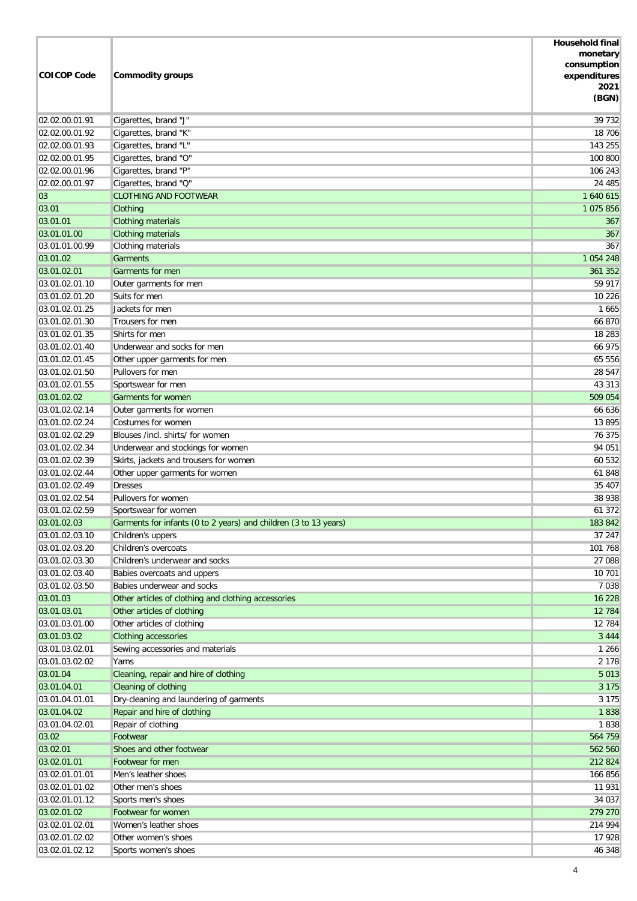| COICOP Code | Commodity groups | Household final monetary consumption expenditures 2021 (BGN) |
|---|---|---|
| 02.02.00.01.91 | Cigarettes, brand "J" | 39 732 |
| 02.02.00.01.92 | Cigarettes, brand "K" | 18 706 |
| 02.02.00.01.93 | Cigarettes, brand "L" | 143 255 |
| 02.02.00.01.95 | Cigarettes, brand "O" | 100 800 |
| 02.02.00.01.96 | Cigarettes, brand "P" | 106 243 |
| 02.02.00.01.97 | Cigarettes, brand "Q" | 24 485 |
| 03 | CLOTHING AND FOOTWEAR | 1 640 615 |
| 03.01 | Clothing | 1 075 856 |
| 03.01.01 | Clothing materials | 367 |
| 03.01.01.00 | Clothing materials | 367 |
| 03.01.01.00.99 | Clothing materials | 367 |
| 03.01.02 | Garments | 1 054 248 |
| 03.01.02.01 | Garments for men | 361 352 |
| 03.01.02.01.10 | Outer garments for men | 59 917 |
| 03.01.02.01.20 | Suits for men | 10 226 |
| 03.01.02.01.25 | Jackets for men | 1 665 |
| 03.01.02.01.30 | Trousers for men | 66 870 |
| 03.01.02.01.35 | Shirts for men | 18 283 |
| 03.01.02.01.40 | Underwear and socks for men | 66 975 |
| 03.01.02.01.45 | Other upper garments for men | 65 556 |
| 03.01.02.01.50 | Pullovers for men | 28 547 |
| 03.01.02.01.55 | Sportswear for men | 43 313 |
| 03.01.02.02 | Garments for women | 509 054 |
| 03.01.02.02.14 | Outer garments for women | 66 636 |
| 03.01.02.02.24 | Costumes for women | 13 895 |
| 03.01.02.02.29 | Blouses /incl. shirts/ for women | 76 375 |
| 03.01.02.02.34 | Underwear and stockings for women | 94 051 |
| 03.01.02.02.39 | Skirts, jackets and trousers for women | 60 532 |
| 03.01.02.02.44 | Other upper garments for women | 61 848 |
| 03.01.02.02.49 | Dresses | 35 407 |
| 03.01.02.02.54 | Pullovers for women | 38 938 |
| 03.01.02.02.59 | Sportswear for women | 61 372 |
| 03.01.02.03 | Garments for infants (0 to 2 years) and children (3 to 13 years) | 183 842 |
| 03.01.02.03.10 | Children's uppers | 37 247 |
| 03.01.02.03.20 | Children's overcoats | 101 768 |
| 03.01.02.03.30 | Children's underwear and socks | 27 088 |
| 03.01.02.03.40 | Babies overcoats and uppers | 10 701 |
| 03.01.02.03.50 | Babies underwear and socks | 7 038 |
| 03.01.03 | Other articles of clothing and clothing accessories | 16 228 |
| 03.01.03.01 | Other articles of clothing | 12 784 |
| 03.01.03.01.00 | Other articles of clothing | 12 784 |
| 03.01.03.02 | Clothing accessories | 3 444 |
| 03.01.03.02.01 | Sewing accessories and materials | 1 266 |
| 03.01.03.02.02 | Yarns | 2 178 |
| 03.01.04 | Cleaning, repair and hire of clothing | 5 013 |
| 03.01.04.01 | Cleaning of clothing | 3 175 |
| 03.01.04.01.01 | Dry-cleaning and laundering of garments | 3 175 |
| 03.01.04.02 | Repair and hire of clothing | 1 838 |
| 03.01.04.02.01 | Repair of clothing | 1 838 |
| 03.02 | Footwear | 564 759 |
| 03.02.01 | Shoes and other footwear | 562 560 |
| 03.02.01.01 | Footwear for men | 212 824 |
| 03.02.01.01.01 | Men's leather shoes | 166 856 |
| 03.02.01.01.02 | Other men's shoes | 11 931 |
| 03.02.01.01.12 | Sports men's shoes | 34 037 |
| 03.02.01.02 | Footwear for women | 279 270 |
| 03.02.01.02.01 | Women's leather shoes | 214 994 |
| 03.02.01.02.02 | Other women's shoes | 17 928 |
| 03.02.01.02.12 | Sports women's shoes | 46 348 |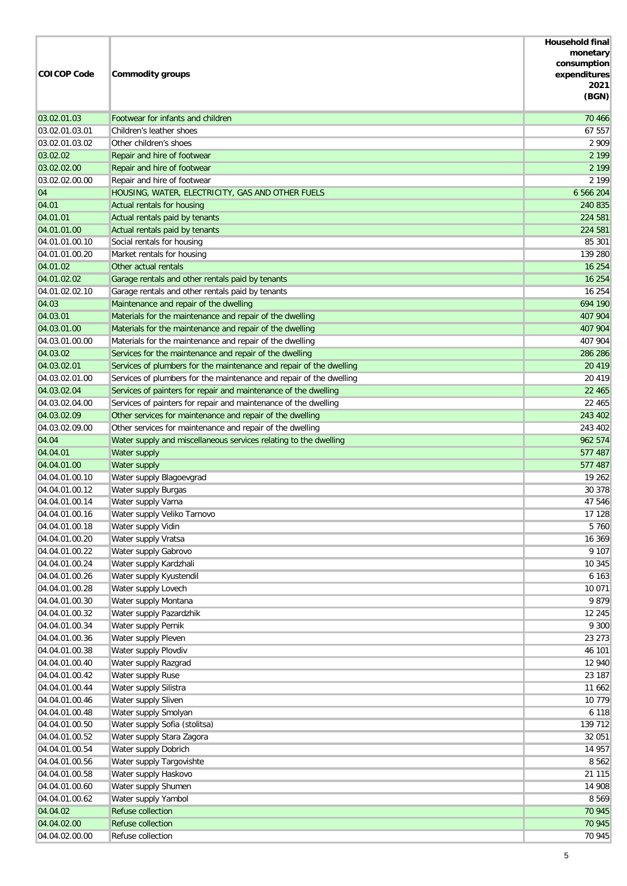| COICOP Code | Commodity groups | Household final monetary consumption expenditures 2021 (BGN) |
|---|---|---|
| 03.02.01.03 | Footwear for infants and children | 70 466 |
| 03.02.01.03.01 | Children's leather shoes | 67 557 |
| 03.02.01.03.02 | Other children's shoes | 2 909 |
| 03.02.02 | Repair and hire of footwear | 2 199 |
| 03.02.02.00 | Repair and hire of footwear | 2 199 |
| 03.02.02.00.00 | Repair and hire of footwear | 2 199 |
| 04 | HOUSING, WATER, ELECTRICITY, GAS AND OTHER FUELS | 6 566 204 |
| 04.01 | Actual rentals for housing | 240 835 |
| 04.01.01 | Actual rentals paid by tenants | 224 581 |
| 04.01.01.00 | Actual rentals paid by tenants | 224 581 |
| 04.01.01.00.10 | Social rentals for housing | 85 301 |
| 04.01.01.00.20 | Market rentals for housing | 139 280 |
| 04.01.02 | Other actual rentals | 16 254 |
| 04.01.02.02 | Garage rentals and other rentals paid by tenants | 16 254 |
| 04.01.02.02.10 | Garage rentals and other rentals paid by tenants | 16 254 |
| 04.03 | Maintenance and repair of the dwelling | 694 190 |
| 04.03.01 | Materials for the maintenance and repair of the dwelling | 407 904 |
| 04.03.01.00 | Materials for the maintenance and repair of the dwelling | 407 904 |
| 04.03.01.00.00 | Materials for the maintenance and repair of the dwelling | 407 904 |
| 04.03.02 | Services for the maintenance and repair of the dwelling | 286 286 |
| 04.03.02.01 | Services of plumbers for the maintenance and repair of the dwelling | 20 419 |
| 04.03.02.01.00 | Services of plumbers for the maintenance and repair of the dwelling | 20 419 |
| 04.03.02.04 | Services of painters for repair and maintenance of the dwelling | 22 465 |
| 04.03.02.04.00 | Services of painters for repair and maintenance of the dwelling | 22 465 |
| 04.03.02.09 | Other services for maintenance and repair of the dwelling | 243 402 |
| 04.03.02.09.00 | Other services for maintenance and repair of the dwelling | 243 402 |
| 04.04 | Water supply and miscellaneous services relating to the dwelling | 962 574 |
| 04.04.01 | Water supply | 577 487 |
| 04.04.01.00 | Water supply | 577 487 |
| 04.04.01.00.10 | Water supply Blagoevgrad | 19 262 |
| 04.04.01.00.12 | Water supply Burgas | 30 378 |
| 04.04.01.00.14 | Water supply Varna | 47 546 |
| 04.04.01.00.16 | Water supply Veliko Tarnovo | 17 128 |
| 04.04.01.00.18 | Water supply Vidin | 5 760 |
| 04.04.01.00.20 | Water supply Vratsa | 16 369 |
| 04.04.01.00.22 | Water supply Gabrovo | 9 107 |
| 04.04.01.00.24 | Water supply Kardzhali | 10 345 |
| 04.04.01.00.26 | Water supply Kyustendil | 6 163 |
| 04.04.01.00.28 | Water supply Lovech | 10 071 |
| 04.04.01.00.30 | Water supply Montana | 9 879 |
| 04.04.01.00.32 | Water supply Pazardzhik | 12 245 |
| 04.04.01.00.34 | Water supply Pernik | 9 300 |
| 04.04.01.00.36 | Water supply Pleven | 23 273 |
| 04.04.01.00.38 | Water supply Plovdiv | 46 101 |
| 04.04.01.00.40 | Water supply Razgrad | 12 940 |
| 04.04.01.00.42 | Water supply Ruse | 23 187 |
| 04.04.01.00.44 | Water supply Silistra | 11 662 |
| 04.04.01.00.46 | Water supply Sliven | 10 779 |
| 04.04.01.00.48 | Water supply Smolyan | 6 118 |
| 04.04.01.00.50 | Water supply Sofia (stolitsa) | 139 712 |
| 04.04.01.00.52 | Water supply Stara Zagora | 32 051 |
| 04.04.01.00.54 | Water supply Dobrich | 14 957 |
| 04.04.01.00.56 | Water supply Targovishte | 8 562 |
| 04.04.01.00.58 | Water supply Haskovo | 21 115 |
| 04.04.01.00.60 | Water supply Shumen | 14 908 |
| 04.04.01.00.62 | Water supply Yambol | 8 569 |
| 04.04.02 | Refuse collection | 70 945 |
| 04.04.02.00 | Refuse collection | 70 945 |
| 04.04.02.00.00 | Refuse collection | 70 945 |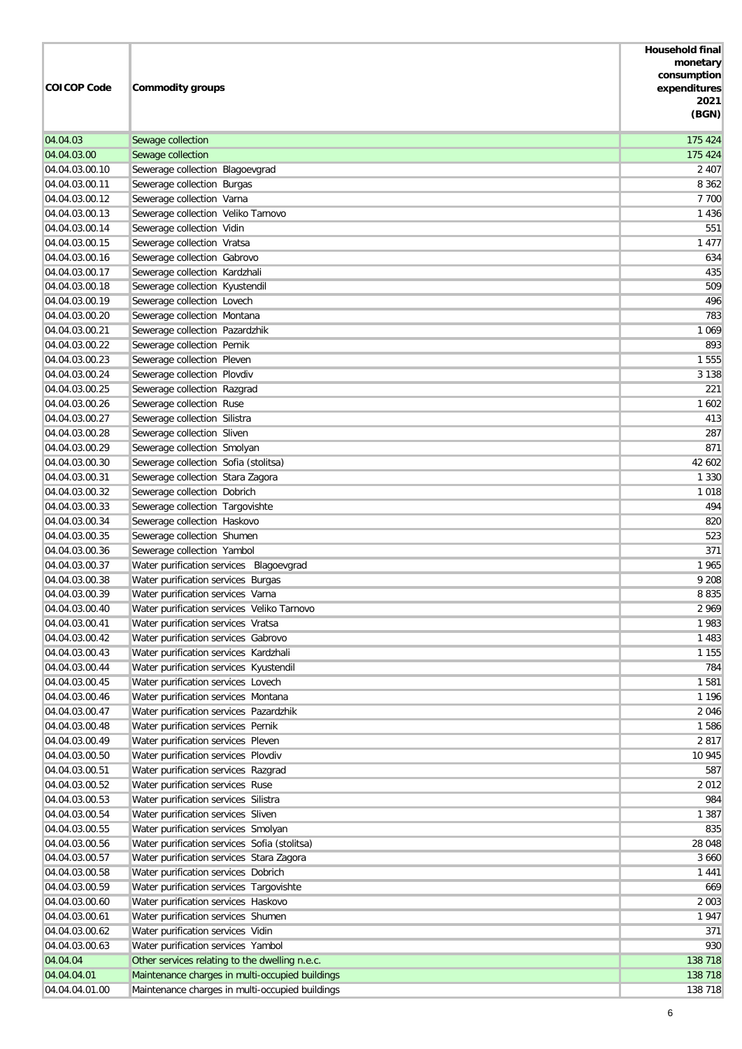| COICOP Code | Commodity groups | Household final monetary consumption expenditures 2021 (BGN) |
|---|---|---|
| 04.04.03 | Sewage collection | 175 424 |
| 04.04.03.00 | Sewage collection | 175 424 |
| 04.04.03.00.10 | Sewerage collection Blagoevgrad | 2 407 |
| 04.04.03.00.11 | Sewerage collection Burgas | 8 362 |
| 04.04.03.00.12 | Sewerage collection Varna | 7 700 |
| 04.04.03.00.13 | Sewerage collection Veliko Tarnovo | 1 436 |
| 04.04.03.00.14 | Sewerage collection Vidin | 551 |
| 04.04.03.00.15 | Sewerage collection Vratsa | 1 477 |
| 04.04.03.00.16 | Sewerage collection Gabrovo | 634 |
| 04.04.03.00.17 | Sewerage collection Kardzhali | 435 |
| 04.04.03.00.18 | Sewerage collection Kyustendil | 509 |
| 04.04.03.00.19 | Sewerage collection Lovech | 496 |
| 04.04.03.00.20 | Sewerage collection Montana | 783 |
| 04.04.03.00.21 | Sewerage collection Pazardzhik | 1 069 |
| 04.04.03.00.22 | Sewerage collection Pernik | 893 |
| 04.04.03.00.23 | Sewerage collection Pleven | 1 555 |
| 04.04.03.00.24 | Sewerage collection Plovdiv | 3 138 |
| 04.04.03.00.25 | Sewerage collection Razgrad | 221 |
| 04.04.03.00.26 | Sewerage collection Ruse | 1 602 |
| 04.04.03.00.27 | Sewerage collection Silistra | 413 |
| 04.04.03.00.28 | Sewerage collection Sliven | 287 |
| 04.04.03.00.29 | Sewerage collection Smolyan | 871 |
| 04.04.03.00.30 | Sewerage collection Sofia (stolitsa) | 42 602 |
| 04.04.03.00.31 | Sewerage collection Stara Zagora | 1 330 |
| 04.04.03.00.32 | Sewerage collection Dobrich | 1 018 |
| 04.04.03.00.33 | Sewerage collection Targovishte | 494 |
| 04.04.03.00.34 | Sewerage collection Haskovo | 820 |
| 04.04.03.00.35 | Sewerage collection Shumen | 523 |
| 04.04.03.00.36 | Sewerage collection Yambol | 371 |
| 04.04.03.00.37 | Water purification services Blagoevgrad | 1 965 |
| 04.04.03.00.38 | Water purification services Burgas | 9 208 |
| 04.04.03.00.39 | Water purification services Varna | 8 835 |
| 04.04.03.00.40 | Water purification services Veliko Tarnovo | 2 969 |
| 04.04.03.00.41 | Water purification services Vratsa | 1 983 |
| 04.04.03.00.42 | Water purification services Gabrovo | 1 483 |
| 04.04.03.00.43 | Water purification services Kardzhali | 1 155 |
| 04.04.03.00.44 | Water purification services Kyustendil | 784 |
| 04.04.03.00.45 | Water purification services Lovech | 1 581 |
| 04.04.03.00.46 | Water purification services Montana | 1 196 |
| 04.04.03.00.47 | Water purification services Pazardzhik | 2 046 |
| 04.04.03.00.48 | Water purification services Pernik | 1 586 |
| 04.04.03.00.49 | Water purification services Pleven | 2 817 |
| 04.04.03.00.50 | Water purification services Plovdiv | 10 945 |
| 04.04.03.00.51 | Water purification services Razgrad | 587 |
| 04.04.03.00.52 | Water purification services Ruse | 2 012 |
| 04.04.03.00.53 | Water purification services Silistra | 984 |
| 04.04.03.00.54 | Water purification services Sliven | 1 387 |
| 04.04.03.00.55 | Water purification services Smolyan | 835 |
| 04.04.03.00.56 | Water purification services Sofia (stolitsa) | 28 048 |
| 04.04.03.00.57 | Water purification services Stara Zagora | 3 660 |
| 04.04.03.00.58 | Water purification services Dobrich | 1 441 |
| 04.04.03.00.59 | Water purification services Targovishte | 669 |
| 04.04.03.00.60 | Water purification services Haskovo | 2 003 |
| 04.04.03.00.61 | Water purification services Shumen | 1 947 |
| 04.04.03.00.62 | Water purification services Vidin | 371 |
| 04.04.03.00.63 | Water purification services Yambol | 930 |
| 04.04.04 | Other services relating to the dwelling n.e.c. | 138 718 |
| 04.04.04.01 | Maintenance charges in multi-occupied buildings | 138 718 |
| 04.04.04.01.00 | Maintenance charges in multi-occupied buildings | 138 718 |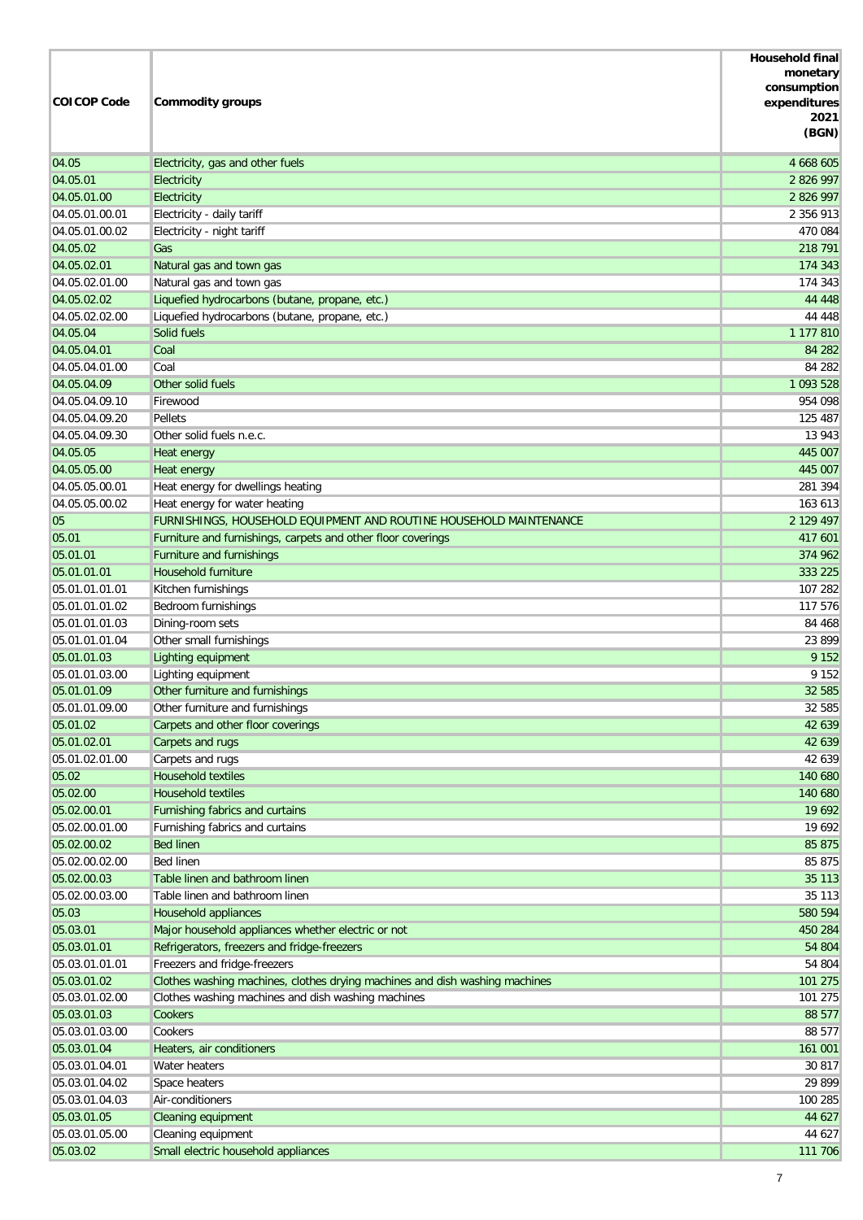| COICOP Code | Commodity groups | Household final monetary consumption expenditures 2021 (BGN) |
|---|---|---|
| 04.05 | Electricity, gas and other fuels | 4 668 605 |
| 04.05.01 | Electricity | 2 826 997 |
| 04.05.01.00 | Electricity | 2 826 997 |
| 04.05.01.00.01 | Electricity - daily tariff | 2 356 913 |
| 04.05.01.00.02 | Electricity - night tariff | 470 084 |
| 04.05.02 | Gas | 218 791 |
| 04.05.02.01 | Natural gas and town gas | 174 343 |
| 04.05.02.01.00 | Natural gas and town gas | 174 343 |
| 04.05.02.02 | Liquefied hydrocarbons (butane, propane, etc.) | 44 448 |
| 04.05.02.02.00 | Liquefied hydrocarbons (butane, propane, etc.) | 44 448 |
| 04.05.04 | Solid fuels | 1 177 810 |
| 04.05.04.01 | Coal | 84 282 |
| 04.05.04.01.00 | Coal | 84 282 |
| 04.05.04.09 | Other solid fuels | 1 093 528 |
| 04.05.04.09.10 | Firewood | 954 098 |
| 04.05.04.09.20 | Pellets | 125 487 |
| 04.05.04.09.30 | Other solid fuels n.e.c. | 13 943 |
| 04.05.05 | Heat energy | 445 007 |
| 04.05.05.00 | Heat energy | 445 007 |
| 04.05.05.00.01 | Heat energy for dwellings heating | 281 394 |
| 04.05.05.00.02 | Heat energy for water heating | 163 613 |
| 05 | FURNISHINGS, HOUSEHOLD EQUIPMENT AND ROUTINE HOUSEHOLD MAINTENANCE | 2 129 497 |
| 05.01 | Furniture and furnishings, carpets and other floor coverings | 417 601 |
| 05.01.01 | Furniture and furnishings | 374 962 |
| 05.01.01.01 | Household furniture | 333 225 |
| 05.01.01.01.01 | Kitchen furnishings | 107 282 |
| 05.01.01.01.02 | Bedroom furnishings | 117 576 |
| 05.01.01.01.03 | Dining-room sets | 84 468 |
| 05.01.01.01.04 | Other small furnishings | 23 899 |
| 05.01.01.03 | Lighting equipment | 9 152 |
| 05.01.01.03.00 | Lighting equipment | 9 152 |
| 05.01.01.09 | Other furniture and furnishings | 32 585 |
| 05.01.01.09.00 | Other furniture and furnishings | 32 585 |
| 05.01.02 | Carpets and other floor coverings | 42 639 |
| 05.01.02.01 | Carpets and rugs | 42 639 |
| 05.01.02.01.00 | Carpets and rugs | 42 639 |
| 05.02 | Household textiles | 140 680 |
| 05.02.00 | Household textiles | 140 680 |
| 05.02.00.01 | Furnishing fabrics and curtains | 19 692 |
| 05.02.00.01.00 | Furnishing fabrics and curtains | 19 692 |
| 05.02.00.02 | Bed linen | 85 875 |
| 05.02.00.02.00 | Bed linen | 85 875 |
| 05.02.00.03 | Table linen and bathroom linen | 35 113 |
| 05.02.00.03.00 | Table linen and bathroom linen | 35 113 |
| 05.03 | Household appliances | 580 594 |
| 05.03.01 | Major household appliances whether electric or not | 450 284 |
| 05.03.01.01 | Refrigerators, freezers and fridge-freezers | 54 804 |
| 05.03.01.01.01 | Freezers and fridge-freezers | 54 804 |
| 05.03.01.02 | Clothes washing machines, clothes drying machines and dish washing machines | 101 275 |
| 05.03.01.02.00 | Clothes washing machines and dish washing machines | 101 275 |
| 05.03.01.03 | Cookers | 88 577 |
| 05.03.01.03.00 | Cookers | 88 577 |
| 05.03.01.04 | Heaters, air conditioners | 161 001 |
| 05.03.01.04.01 | Water heaters | 30 817 |
| 05.03.01.04.02 | Space heaters | 29 899 |
| 05.03.01.04.03 | Air-conditioners | 100 285 |
| 05.03.01.05 | Cleaning equipment | 44 627 |
| 05.03.01.05.00 | Cleaning equipment | 44 627 |
| 05.03.02 | Small electric household appliances | 111 706 |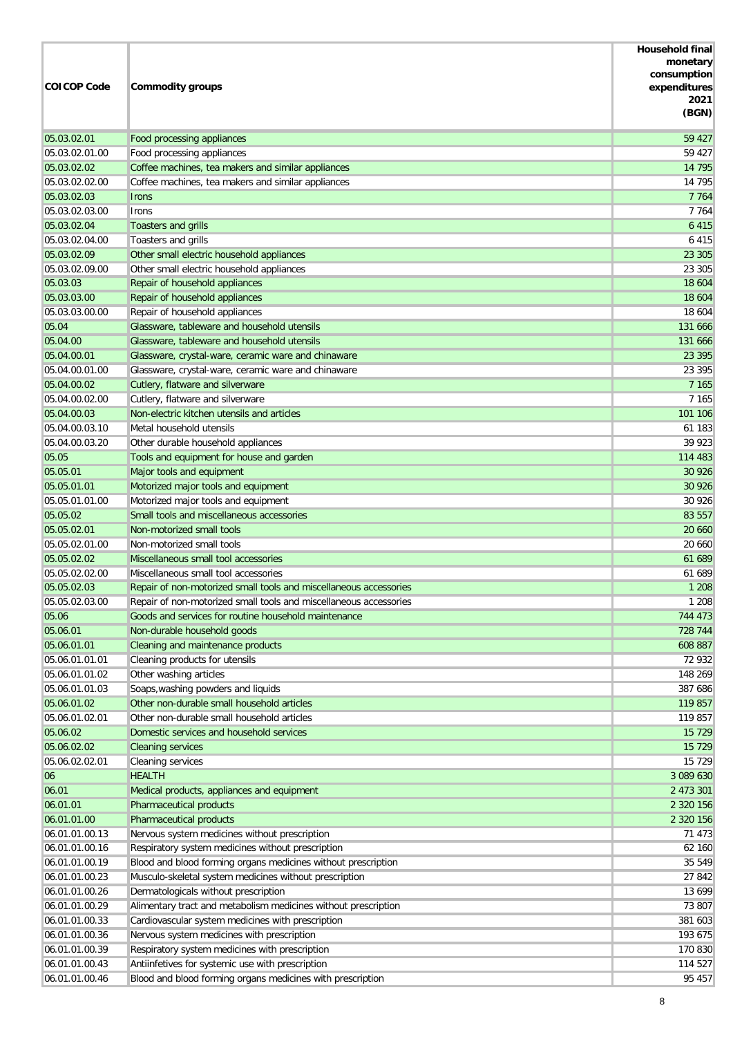| COICOP Code | Commodity groups | Household final monetary consumption expenditures 2021 (BGN) |
|---|---|---|
| 05.03.02.01 | Food processing appliances | 59 427 |
| 05.03.02.01.00 | Food processing appliances | 59 427 |
| 05.03.02.02 | Coffee machines, tea makers and similar appliances | 14 795 |
| 05.03.02.02.00 | Coffee machines, tea makers and similar appliances | 14 795 |
| 05.03.02.03 | Irons | 7 764 |
| 05.03.02.03.00 | Irons | 7 764 |
| 05.03.02.04 | Toasters and grills | 6 415 |
| 05.03.02.04.00 | Toasters and grills | 6 415 |
| 05.03.02.09 | Other small electric household appliances | 23 305 |
| 05.03.02.09.00 | Other small electric household appliances | 23 305 |
| 05.03.03 | Repair of household appliances | 18 604 |
| 05.03.03.00 | Repair of household appliances | 18 604 |
| 05.03.03.00.00 | Repair of household appliances | 18 604 |
| 05.04 | Glassware, tableware and household utensils | 131 666 |
| 05.04.00 | Glassware, tableware and household utensils | 131 666 |
| 05.04.00.01 | Glassware, crystal-ware, ceramic ware and chinaware | 23 395 |
| 05.04.00.01.00 | Glassware, crystal-ware, ceramic ware and chinaware | 23 395 |
| 05.04.00.02 | Cutlery, flatware and silverware | 7 165 |
| 05.04.00.02.00 | Cutlery, flatware and silverware | 7 165 |
| 05.04.00.03 | Non-electric kitchen utensils and articles | 101 106 |
| 05.04.00.03.10 | Metal household utensils | 61 183 |
| 05.04.00.03.20 | Other durable household appliances | 39 923 |
| 05.05 | Tools and equipment for house and garden | 114 483 |
| 05.05.01 | Major tools and equipment | 30 926 |
| 05.05.01.01 | Motorized major tools and equipment | 30 926 |
| 05.05.01.01.00 | Motorized major tools and equipment | 30 926 |
| 05.05.02 | Small tools and miscellaneous accessories | 83 557 |
| 05.05.02.01 | Non-motorized small tools | 20 660 |
| 05.05.02.01.00 | Non-motorized small tools | 20 660 |
| 05.05.02.02 | Miscellaneous small tool accessories | 61 689 |
| 05.05.02.02.00 | Miscellaneous small tool accessories | 61 689 |
| 05.05.02.03 | Repair of non-motorized small tools and miscellaneous accessories | 1 208 |
| 05.05.02.03.00 | Repair of non-motorized small tools and miscellaneous accessories | 1 208 |
| 05.06 | Goods and services for routine household maintenance | 744 473 |
| 05.06.01 | Non-durable household goods | 728 744 |
| 05.06.01.01 | Cleaning and maintenance products | 608 887 |
| 05.06.01.01.01 | Cleaning products for utensils | 72 932 |
| 05.06.01.01.02 | Other washing articles | 148 269 |
| 05.06.01.01.03 | Soaps,washing powders and liquids | 387 686 |
| 05.06.01.02 | Other non-durable small household articles | 119 857 |
| 05.06.01.02.01 | Other non-durable small household articles | 119 857 |
| 05.06.02 | Domestic services and household services | 15 729 |
| 05.06.02.02 | Cleaning services | 15 729 |
| 05.06.02.02.01 | Cleaning services | 15 729 |
| 06 | HEALTH | 3 089 630 |
| 06.01 | Medical products, appliances and equipment | 2 473 301 |
| 06.01.01 | Pharmaceutical products | 2 320 156 |
| 06.01.01.00 | Pharmaceutical products | 2 320 156 |
| 06.01.01.00.13 | Nervous system medicines without prescription | 71 473 |
| 06.01.01.00.16 | Respiratory system medicines without prescription | 62 160 |
| 06.01.01.00.19 | Blood and blood forming organs medicines without prescription | 35 549 |
| 06.01.01.00.23 | Musculo-skeletal system medicines without prescription | 27 842 |
| 06.01.01.00.26 | Dermatologicals without prescription | 13 699 |
| 06.01.01.00.29 | Alimentary tract and metabolism medicines without prescription | 73 807 |
| 06.01.01.00.33 | Cardiovascular system medicines with prescription | 381 603 |
| 06.01.01.00.36 | Nervous system medicines with prescription | 193 675 |
| 06.01.01.00.39 | Respiratory system medicines with prescription | 170 830 |
| 06.01.01.00.43 | Antiinfetives for systemic use with prescription | 114 527 |
| 06.01.01.00.46 | Blood and blood forming organs medicines with prescription | 95 457 |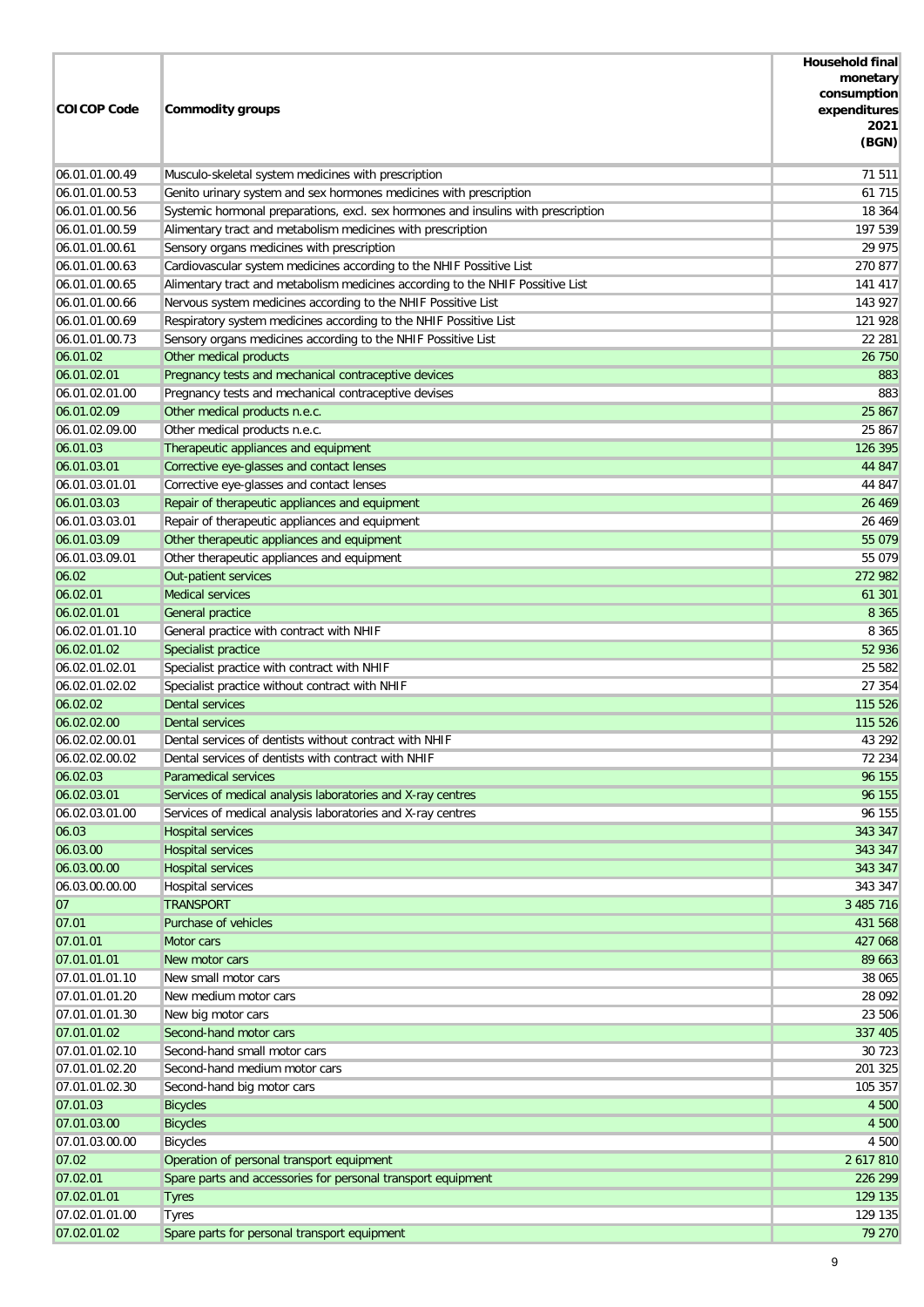| COICOP Code | Commodity groups | Household final monetary consumption expenditures 2021 (BGN) |
|---|---|---|
| 06.01.01.00.49 | Musculo-skeletal system medicines with prescription | 71 511 |
| 06.01.01.00.53 | Genito urinary system and sex hormones medicines with prescription | 61 715 |
| 06.01.01.00.56 | Systemic hormonal preparations, excl. sex hormones and insulins with prescription | 18 364 |
| 06.01.01.00.59 | Alimentary tract and metabolism medicines with prescription | 197 539 |
| 06.01.01.00.61 | Sensory organs medicines with prescription | 29 975 |
| 06.01.01.00.63 | Cardiovascular system medicines according to the NHIF Possitive List | 270 877 |
| 06.01.01.00.65 | Alimentary tract and metabolism medicines according to the NHIF Possitive List | 141 417 |
| 06.01.01.00.66 | Nervous system medicines according to the NHIF Possitive List | 143 927 |
| 06.01.01.00.69 | Respiratory system medicines according to the NHIF Possitive List | 121 928 |
| 06.01.01.00.73 | Sensory organs medicines according to the NHIF Possitive List | 22 281 |
| 06.01.02 | Other medical products | 26 750 |
| 06.01.02.01 | Pregnancy tests and mechanical contraceptive devices | 883 |
| 06.01.02.01.00 | Pregnancy tests and mechanical contraceptive devises | 883 |
| 06.01.02.09 | Other medical products n.e.c. | 25 867 |
| 06.01.02.09.00 | Other medical products n.e.c. | 25 867 |
| 06.01.03 | Therapeutic appliances and equipment | 126 395 |
| 06.01.03.01 | Corrective eye-glasses and contact lenses | 44 847 |
| 06.01.03.01.01 | Corrective eye-glasses and contact lenses | 44 847 |
| 06.01.03.03 | Repair of therapeutic appliances and equipment | 26 469 |
| 06.01.03.03.01 | Repair of therapeutic appliances and equipment | 26 469 |
| 06.01.03.09 | Other therapeutic appliances and equipment | 55 079 |
| 06.01.03.09.01 | Other therapeutic appliances and equipment | 55 079 |
| 06.02 | Out-patient services | 272 982 |
| 06.02.01 | Medical services | 61 301 |
| 06.02.01.01 | General practice | 8 365 |
| 06.02.01.01.10 | General practice with contract with NHIF | 8 365 |
| 06.02.01.02 | Specialist practice | 52 936 |
| 06.02.01.02.01 | Specialist practice with contract with NHIF | 25 582 |
| 06.02.01.02.02 | Specialist practice without contract with NHIF | 27 354 |
| 06.02.02 | Dental services | 115 526 |
| 06.02.02.00 | Dental services | 115 526 |
| 06.02.02.00.01 | Dental services of dentists without contract with NHIF | 43 292 |
| 06.02.02.00.02 | Dental services of dentists with contract with NHIF | 72 234 |
| 06.02.03 | Paramedical services | 96 155 |
| 06.02.03.01 | Services of medical analysis laboratories and X-ray centres | 96 155 |
| 06.02.03.01.00 | Services of medical analysis laboratories and X-ray centres | 96 155 |
| 06.03 | Hospital services | 343 347 |
| 06.03.00 | Hospital services | 343 347 |
| 06.03.00.00 | Hospital services | 343 347 |
| 06.03.00.00.00 | Hospital services | 343 347 |
| 07 | TRANSPORT | 3 485 716 |
| 07.01 | Purchase of vehicles | 431 568 |
| 07.01.01 | Motor cars | 427 068 |
| 07.01.01.01 | New motor cars | 89 663 |
| 07.01.01.01.10 | New small motor cars | 38 065 |
| 07.01.01.01.20 | New medium motor cars | 28 092 |
| 07.01.01.01.30 | New big motor cars | 23 506 |
| 07.01.01.02 | Second-hand motor cars | 337 405 |
| 07.01.01.02.10 | Second-hand small motor cars | 30 723 |
| 07.01.01.02.20 | Second-hand medium motor cars | 201 325 |
| 07.01.01.02.30 | Second-hand big motor cars | 105 357 |
| 07.01.03 | Bicycles | 4 500 |
| 07.01.03.00 | Bicycles | 4 500 |
| 07.01.03.00.00 | Bicycles | 4 500 |
| 07.02 | Operation of personal transport equipment | 2 617 810 |
| 07.02.01 | Spare parts and accessories for personal transport equipment | 226 299 |
| 07.02.01.01 | Tyres | 129 135 |
| 07.02.01.01.00 | Tyres | 129 135 |
| 07.02.01.02 | Spare parts for personal transport equipment | 79 270 |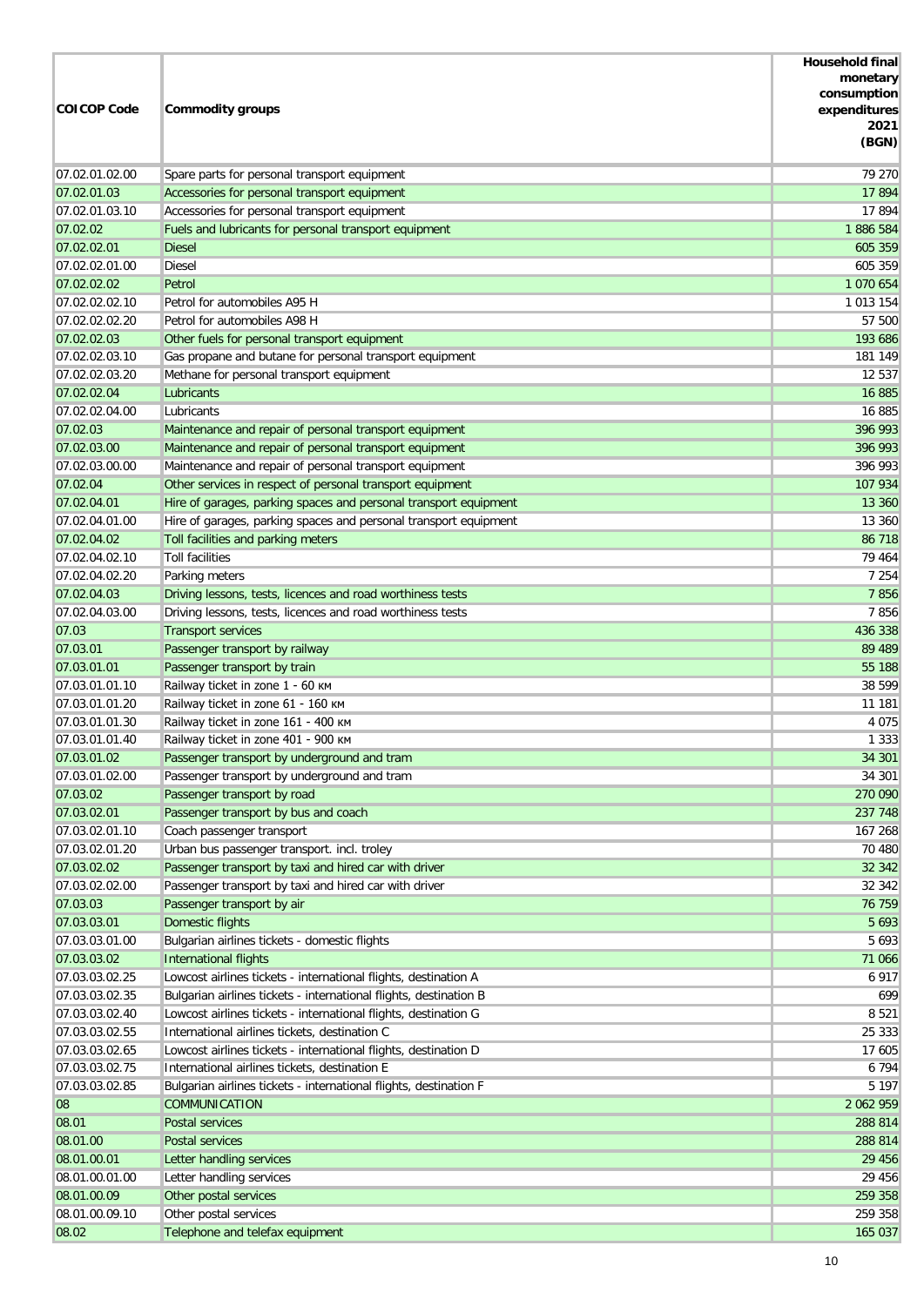| COICOP Code | Commodity groups | Household final monetary consumption expenditures 2021 (BGN) |
|---|---|---|
| 07.02.01.02.00 | Spare parts for personal transport equipment | 79 270 |
| 07.02.01.03 | Accessories for personal transport equipment | 17 894 |
| 07.02.01.03.10 | Accessories for personal transport equipment | 17 894 |
| 07.02.02 | Fuels and lubricants for personal transport equipment | 1 886 584 |
| 07.02.02.01 | Diesel | 605 359 |
| 07.02.02.01.00 | Diesel | 605 359 |
| 07.02.02.02 | Petrol | 1 070 654 |
| 07.02.02.02.10 | Petrol for automobiles A95 H | 1 013 154 |
| 07.02.02.02.20 | Petrol for automobiles A98 H | 57 500 |
| 07.02.02.03 | Other fuels for personal transport equipment | 193 686 |
| 07.02.02.03.10 | Gas propane and butane for personal transport equipment | 181 149 |
| 07.02.02.03.20 | Methane for personal transport equipment | 12 537 |
| 07.02.02.04 | Lubricants | 16 885 |
| 07.02.02.04.00 | Lubricants | 16 885 |
| 07.02.03 | Maintenance and repair of personal transport equipment | 396 993 |
| 07.02.03.00 | Maintenance and repair of personal transport equipment | 396 993 |
| 07.02.03.00.00 | Maintenance and repair of personal transport equipment | 396 993 |
| 07.02.04 | Other services in respect of personal transport equipment | 107 934 |
| 07.02.04.01 | Hire of garages, parking spaces and personal transport equipment | 13 360 |
| 07.02.04.01.00 | Hire of garages, parking spaces and personal transport equipment | 13 360 |
| 07.02.04.02 | Toll facilities and parking meters | 86 718 |
| 07.02.04.02.10 | Toll facilities | 79 464 |
| 07.02.04.02.20 | Parking meters | 7 254 |
| 07.02.04.03 | Driving lessons, tests, licences and road worthiness tests | 7 856 |
| 07.02.04.03.00 | Driving lessons, tests, licences and road worthiness tests | 7 856 |
| 07.03 | Transport services | 436 338 |
| 07.03.01 | Passenger transport by railway | 89 489 |
| 07.03.01.01 | Passenger transport by train | 55 188 |
| 07.03.01.01.10 | Railway ticket in zone 1 - 60 км | 38 599 |
| 07.03.01.01.20 | Railway ticket in zone 61 - 160 км | 11 181 |
| 07.03.01.01.30 | Railway ticket in zone 161 - 400 км | 4 075 |
| 07.03.01.01.40 | Railway ticket in zone 401 - 900 км | 1 333 |
| 07.03.01.02 | Passenger transport by underground and tram | 34 301 |
| 07.03.01.02.00 | Passenger transport by underground and tram | 34 301 |
| 07.03.02 | Passenger transport by road | 270 090 |
| 07.03.02.01 | Passenger transport by bus and coach | 237 748 |
| 07.03.02.01.10 | Coach passenger transport | 167 268 |
| 07.03.02.01.20 | Urban bus passenger transport. incl. troley | 70 480 |
| 07.03.02.02 | Passenger transport by taxi and hired car with driver | 32 342 |
| 07.03.02.02.00 | Passenger transport by taxi and hired car with driver | 32 342 |
| 07.03.03 | Passenger transport by air | 76 759 |
| 07.03.03.01 | Domestic flights | 5 693 |
| 07.03.03.01.00 | Bulgarian airlines tickets - domestic flights | 5 693 |
| 07.03.03.02 | International flights | 71 066 |
| 07.03.03.02.25 | Lowcost airlines tickets - international flights, destination A | 6 917 |
| 07.03.03.02.35 | Bulgarian airlines tickets - international flights, destination B | 699 |
| 07.03.03.02.40 | Lowcost airlines tickets - international flights, destination G | 8 521 |
| 07.03.03.02.55 | International airlines tickets, destination C | 25 333 |
| 07.03.03.02.65 | Lowcost airlines tickets - international flights, destination D | 17 605 |
| 07.03.03.02.75 | International airlines tickets, destination E | 6 794 |
| 07.03.03.02.85 | Bulgarian airlines tickets - international flights, destination F | 5 197 |
| 08 | COMMUNICATION | 2 062 959 |
| 08.01 | Postal services | 288 814 |
| 08.01.00 | Postal services | 288 814 |
| 08.01.00.01 | Letter handling services | 29 456 |
| 08.01.00.01.00 | Letter handling services | 29 456 |
| 08.01.00.09 | Other postal services | 259 358 |
| 08.01.00.09.10 | Other postal services | 259 358 |
| 08.02 | Telephone and telefax equipment | 165 037 |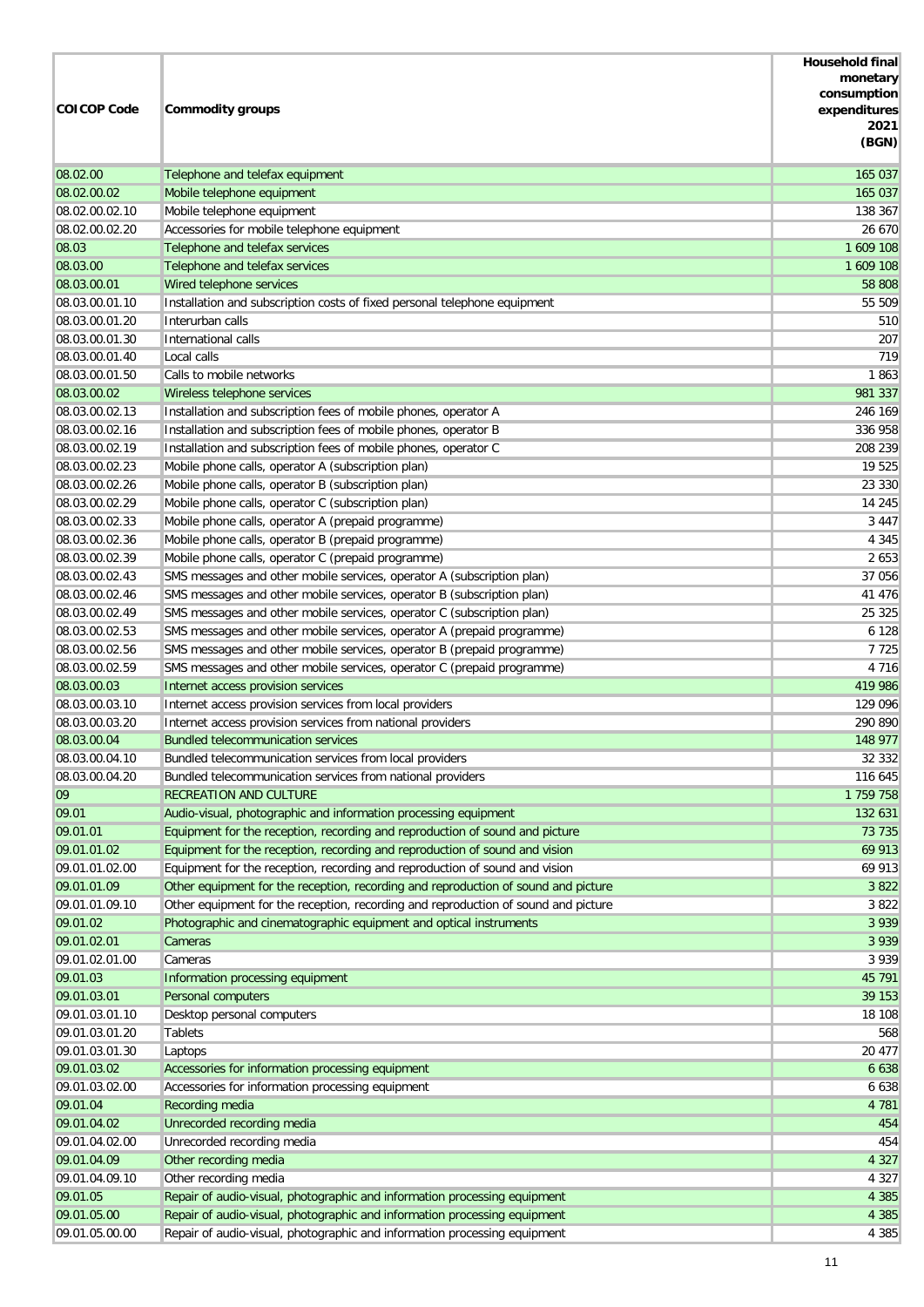| COICOP Code | Commodity groups | Household final monetary consumption expenditures 2021 (BGN) |
|---|---|---|
| 08.02.00 | Telephone and telefax equipment | 165 037 |
| 08.02.00.02 | Mobile telephone equipment | 165 037 |
| 08.02.00.02.10 | Mobile telephone equipment | 138 367 |
| 08.02.00.02.20 | Accessories for mobile telephone equipment | 26 670 |
| 08.03 | Telephone and telefax services | 1 609 108 |
| 08.03.00 | Telephone and telefax services | 1 609 108 |
| 08.03.00.01 | Wired telephone services | 58 808 |
| 08.03.00.01.10 | Installation and subscription costs of fixed personal telephone equipment | 55 509 |
| 08.03.00.01.20 | Interurban calls | 510 |
| 08.03.00.01.30 | International calls | 207 |
| 08.03.00.01.40 | Local calls | 719 |
| 08.03.00.01.50 | Calls to mobile networks | 1 863 |
| 08.03.00.02 | Wireless telephone services | 981 337 |
| 08.03.00.02.13 | Installation and subscription fees of mobile phones, operator A | 246 169 |
| 08.03.00.02.16 | Installation and subscription fees of mobile phones, operator B | 336 958 |
| 08.03.00.02.19 | Installation and subscription fees of mobile phones, operator C | 208 239 |
| 08.03.00.02.23 | Mobile phone calls, operator A (subscription plan) | 19 525 |
| 08.03.00.02.26 | Mobile phone calls, operator B (subscription plan) | 23 330 |
| 08.03.00.02.29 | Mobile phone calls, operator C (subscription plan) | 14 245 |
| 08.03.00.02.33 | Mobile phone calls, operator A (prepaid programme) | 3 447 |
| 08.03.00.02.36 | Mobile phone calls, operator B (prepaid programme) | 4 345 |
| 08.03.00.02.39 | Mobile phone calls, operator C (prepaid programme) | 2 653 |
| 08.03.00.02.43 | SMS messages and other mobile services, operator A (subscription plan) | 37 056 |
| 08.03.00.02.46 | SMS messages and other mobile services, operator B (subscription plan) | 41 476 |
| 08.03.00.02.49 | SMS messages and other mobile services, operator C (subscription plan) | 25 325 |
| 08.03.00.02.53 | SMS messages and other mobile services, operator A (prepaid programme) | 6 128 |
| 08.03.00.02.56 | SMS messages and other mobile services, operator B (prepaid programme) | 7 725 |
| 08.03.00.02.59 | SMS messages and other mobile services, operator C (prepaid programme) | 4 716 |
| 08.03.00.03 | Internet access provision services | 419 986 |
| 08.03.00.03.10 | Internet access provision services from local providers | 129 096 |
| 08.03.00.03.20 | Internet access provision services from national providers | 290 890 |
| 08.03.00.04 | Bundled telecommunication services | 148 977 |
| 08.03.00.04.10 | Bundled telecommunication services from local providers | 32 332 |
| 08.03.00.04.20 | Bundled telecommunication services from national providers | 116 645 |
| 09 | RECREATION AND CULTURE | 1 759 758 |
| 09.01 | Audio-visual, photographic and information processing equipment | 132 631 |
| 09.01.01 | Equipment for the reception, recording and reproduction of sound and picture | 73 735 |
| 09.01.01.02 | Equipment for the reception, recording and reproduction of sound and vision | 69 913 |
| 09.01.01.02.00 | Equipment for the reception, recording and reproduction of sound and vision | 69 913 |
| 09.01.01.09 | Other equipment for the reception, recording and reproduction of sound and picture | 3 822 |
| 09.01.01.09.10 | Other equipment for the reception, recording and reproduction of sound and picture | 3 822 |
| 09.01.02 | Photographic and cinematographic equipment and optical instruments | 3 939 |
| 09.01.02.01 | Cameras | 3 939 |
| 09.01.02.01.00 | Cameras | 3 939 |
| 09.01.03 | Information processing equipment | 45 791 |
| 09.01.03.01 | Personal computers | 39 153 |
| 09.01.03.01.10 | Desktop personal computers | 18 108 |
| 09.01.03.01.20 | Tablets | 568 |
| 09.01.03.01.30 | Laptops | 20 477 |
| 09.01.03.02 | Accessories for information processing equipment | 6 638 |
| 09.01.03.02.00 | Accessories for information processing equipment | 6 638 |
| 09.01.04 | Recording media | 4 781 |
| 09.01.04.02 | Unrecorded recording media | 454 |
| 09.01.04.02.00 | Unrecorded recording media | 454 |
| 09.01.04.09 | Other recording media | 4 327 |
| 09.01.04.09.10 | Other recording media | 4 327 |
| 09.01.05 | Repair of audio-visual, photographic and information processing equipment | 4 385 |
| 09.01.05.00 | Repair of audio-visual, photographic and information processing equipment | 4 385 |
| 09.01.05.00.00 | Repair of audio-visual, photographic and information processing equipment | 4 385 |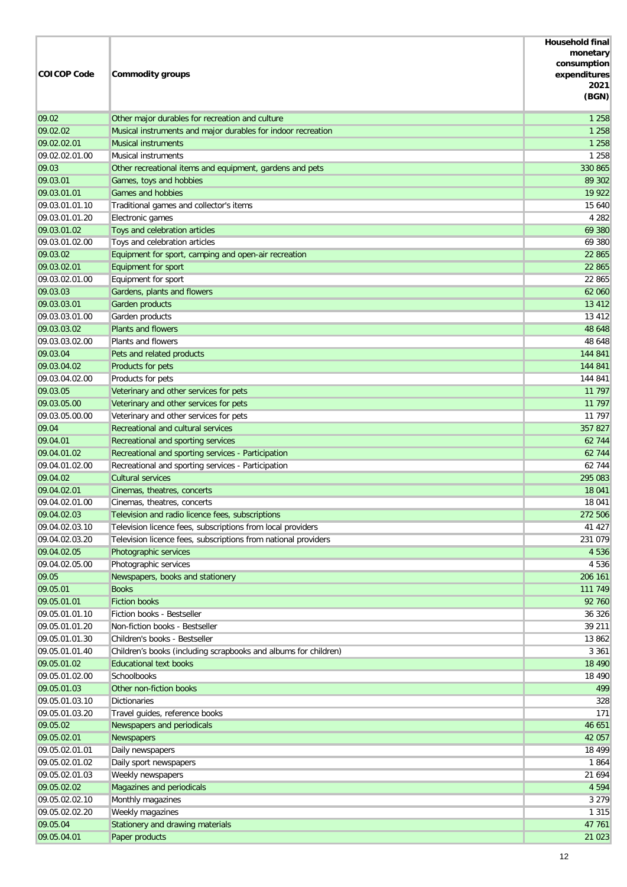| COICOP Code | Commodity groups | Household final monetary consumption expenditures 2021 (BGN) |
|---|---|---|
| 09.02 | Other major durables for recreation and culture | 1 258 |
| 09.02.02 | Musical instruments and major durables for indoor recreation | 1 258 |
| 09.02.02.01 | Musical instruments | 1 258 |
| 09.02.02.01.00 | Musical instruments | 1 258 |
| 09.03 | Other recreational items and equipment, gardens and pets | 330 865 |
| 09.03.01 | Games, toys and hobbies | 89 302 |
| 09.03.01.01 | Games and hobbies | 19 922 |
| 09.03.01.01.10 | Traditional games and collector's items | 15 640 |
| 09.03.01.01.20 | Electronic games | 4 282 |
| 09.03.01.02 | Toys and celebration articles | 69 380 |
| 09.03.01.02.00 | Toys and celebration articles | 69 380 |
| 09.03.02 | Equipment for sport, camping and open-air recreation | 22 865 |
| 09.03.02.01 | Equipment for sport | 22 865 |
| 09.03.02.01.00 | Equipment for sport | 22 865 |
| 09.03.03 | Gardens, plants and flowers | 62 060 |
| 09.03.03.01 | Garden products | 13 412 |
| 09.03.03.01.00 | Garden products | 13 412 |
| 09.03.03.02 | Plants and flowers | 48 648 |
| 09.03.03.02.00 | Plants and flowers | 48 648 |
| 09.03.04 | Pets and related products | 144 841 |
| 09.03.04.02 | Products for pets | 144 841 |
| 09.03.04.02.00 | Products for pets | 144 841 |
| 09.03.05 | Veterinary and other services for pets | 11 797 |
| 09.03.05.00 | Veterinary and other services for pets | 11 797 |
| 09.03.05.00.00 | Veterinary and other services for pets | 11 797 |
| 09.04 | Recreational and cultural services | 357 827 |
| 09.04.01 | Recreational and sporting services | 62 744 |
| 09.04.01.02 | Recreational and sporting services - Participation | 62 744 |
| 09.04.01.02.00 | Recreational and sporting services - Participation | 62 744 |
| 09.04.02 | Cultural services | 295 083 |
| 09.04.02.01 | Cinemas, theatres, concerts | 18 041 |
| 09.04.02.01.00 | Cinemas, theatres, concerts | 18 041 |
| 09.04.02.03 | Television and radio licence fees, subscriptions | 272 506 |
| 09.04.02.03.10 | Television licence fees, subscriptions from local providers | 41 427 |
| 09.04.02.03.20 | Television licence fees, subscriptions from national providers | 231 079 |
| 09.04.02.05 | Photographic services | 4 536 |
| 09.04.02.05.00 | Photographic services | 4 536 |
| 09.05 | Newspapers, books and stationery | 206 161 |
| 09.05.01 | Books | 111 749 |
| 09.05.01.01 | Fiction books | 92 760 |
| 09.05.01.01.10 | Fiction books - Bestseller | 36 326 |
| 09.05.01.01.20 | Non-fiction books - Bestseller | 39 211 |
| 09.05.01.01.30 | Children's books - Bestseller | 13 862 |
| 09.05.01.01.40 | Children’s books (including scrapbooks and albums for children) | 3 361 |
| 09.05.01.02 | Educational text books | 18 490 |
| 09.05.01.02.00 | Schoolbooks | 18 490 |
| 09.05.01.03 | Other non-fiction books | 499 |
| 09.05.01.03.10 | Dictionaries | 328 |
| 09.05.01.03.20 | Travel guides, reference books | 171 |
| 09.05.02 | Newspapers and periodicals | 46 651 |
| 09.05.02.01 | Newspapers | 42 057 |
| 09.05.02.01.01 | Daily newspapers | 18 499 |
| 09.05.02.01.02 | Daily sport newspapers | 1 864 |
| 09.05.02.01.03 | Weekly newspapers | 21 694 |
| 09.05.02.02 | Magazines and periodicals | 4 594 |
| 09.05.02.02.10 | Monthly magazines | 3 279 |
| 09.05.02.02.20 | Weekly magazines | 1 315 |
| 09.05.04 | Stationery and drawing materials | 47 761 |
| 09.05.04.01 | Paper products | 21 023 |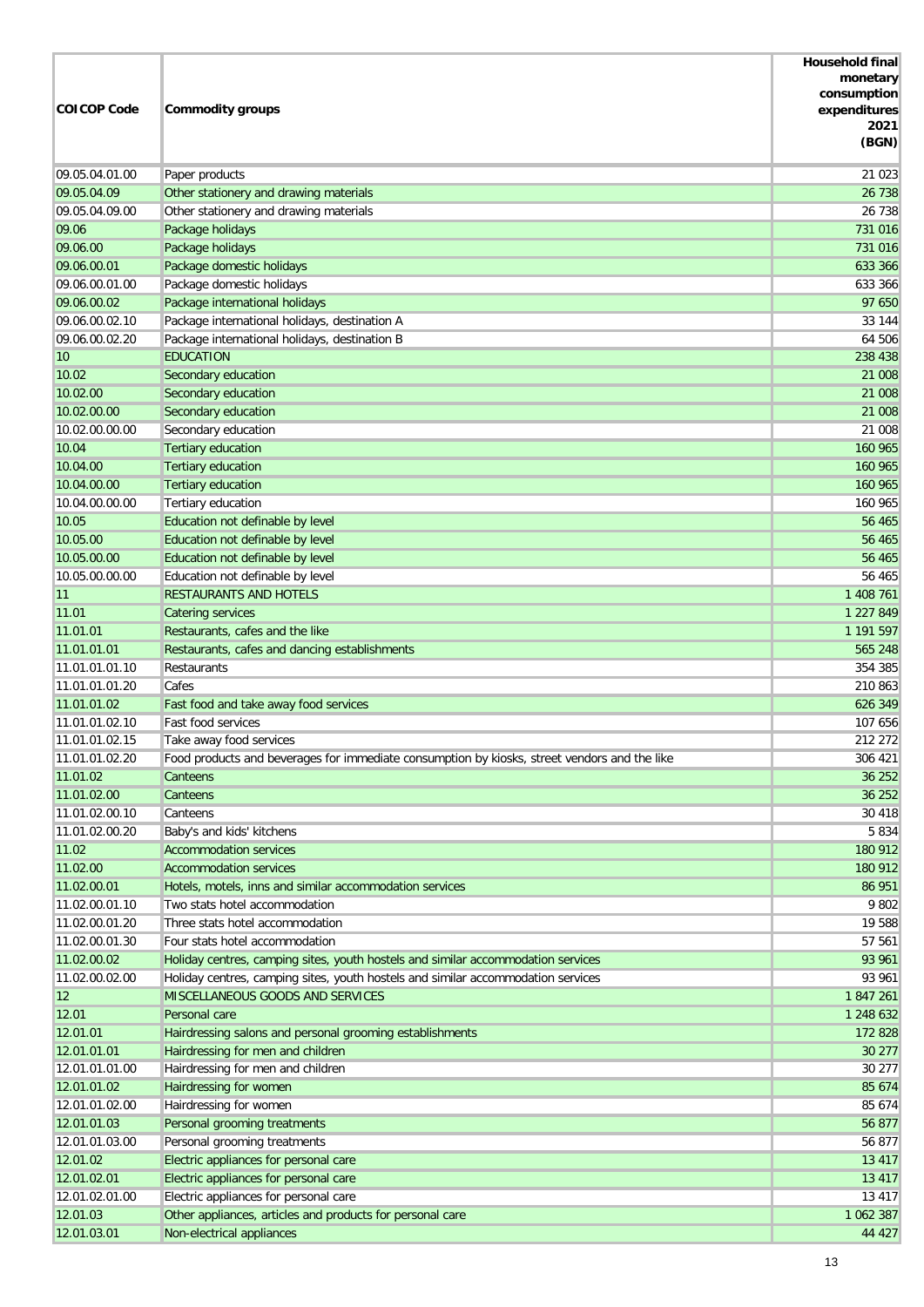| COICOP Code | Commodity groups | Household final monetary consumption expenditures 2021 (BGN) |
|---|---|---|
| 09.05.04.01.00 | Paper products | 21 023 |
| 09.05.04.09 | Other stationery and drawing materials | 26 738 |
| 09.05.04.09.00 | Other stationery and drawing materials | 26 738 |
| 09.06 | Package holidays | 731 016 |
| 09.06.00 | Package holidays | 731 016 |
| 09.06.00.01 | Package domestic holidays | 633 366 |
| 09.06.00.01.00 | Package domestic holidays | 633 366 |
| 09.06.00.02 | Package international holidays | 97 650 |
| 09.06.00.02.10 | Package international holidays, destination A | 33 144 |
| 09.06.00.02.20 | Package international holidays, destination B | 64 506 |
| 10 | EDUCATION | 238 438 |
| 10.02 | Secondary education | 21 008 |
| 10.02.00 | Secondary education | 21 008 |
| 10.02.00.00 | Secondary education | 21 008 |
| 10.02.00.00.00 | Secondary education | 21 008 |
| 10.04 | Tertiary education | 160 965 |
| 10.04.00 | Tertiary education | 160 965 |
| 10.04.00.00 | Tertiary education | 160 965 |
| 10.04.00.00.00 | Tertiary education | 160 965 |
| 10.05 | Education not definable by level | 56 465 |
| 10.05.00 | Education not definable by level | 56 465 |
| 10.05.00.00 | Education not definable by level | 56 465 |
| 10.05.00.00.00 | Education not definable by level | 56 465 |
| 11 | RESTAURANTS AND HOTELS | 1 408 761 |
| 11.01 | Catering services | 1 227 849 |
| 11.01.01 | Restaurants, cafes and the like | 1 191 597 |
| 11.01.01.01 | Restaurants, cafes and dancing establishments | 565 248 |
| 11.01.01.01.10 | Restaurants | 354 385 |
| 11.01.01.01.20 | Cafes | 210 863 |
| 11.01.01.02 | Fast food and take away food services | 626 349 |
| 11.01.01.02.10 | Fast food services | 107 656 |
| 11.01.01.02.15 | Take away food services | 212 272 |
| 11.01.01.02.20 | Food products and beverages for immediate consumption by kiosks, street vendors and the like | 306 421 |
| 11.01.02 | Canteens | 36 252 |
| 11.01.02.00 | Canteens | 36 252 |
| 11.01.02.00.10 | Canteens | 30 418 |
| 11.01.02.00.20 | Baby's and kids' kitchens | 5 834 |
| 11.02 | Accommodation services | 180 912 |
| 11.02.00 | Accommodation services | 180 912 |
| 11.02.00.01 | Hotels, motels, inns and similar accommodation services | 86 951 |
| 11.02.00.01.10 | Two stats hotel accommodation | 9 802 |
| 11.02.00.01.20 | Three stats hotel accommodation | 19 588 |
| 11.02.00.01.30 | Four stats hotel accommodation | 57 561 |
| 11.02.00.02 | Holiday centres, camping sites, youth hostels and similar accommodation services | 93 961 |
| 11.02.00.02.00 | Holiday centres, camping sites, youth hostels and similar accommodation services | 93 961 |
| 12 | MISCELLANEOUS GOODS AND SERVICES | 1 847 261 |
| 12.01 | Personal care | 1 248 632 |
| 12.01.01 | Hairdressing salons and personal grooming establishments | 172 828 |
| 12.01.01.01 | Hairdressing for men and children | 30 277 |
| 12.01.01.01.00 | Hairdressing for men and children | 30 277 |
| 12.01.01.02 | Hairdressing for women | 85 674 |
| 12.01.01.02.00 | Hairdressing for women | 85 674 |
| 12.01.01.03 | Personal grooming treatments | 56 877 |
| 12.01.01.03.00 | Personal grooming treatments | 56 877 |
| 12.01.02 | Electric appliances for personal care | 13 417 |
| 12.01.02.01 | Electric appliances for personal care | 13 417 |
| 12.01.02.01.00 | Electric appliances for personal care | 13 417 |
| 12.01.03 | Other appliances, articles and products for personal care | 1 062 387 |
| 12.01.03.01 | Non-electrical appliances | 44 427 |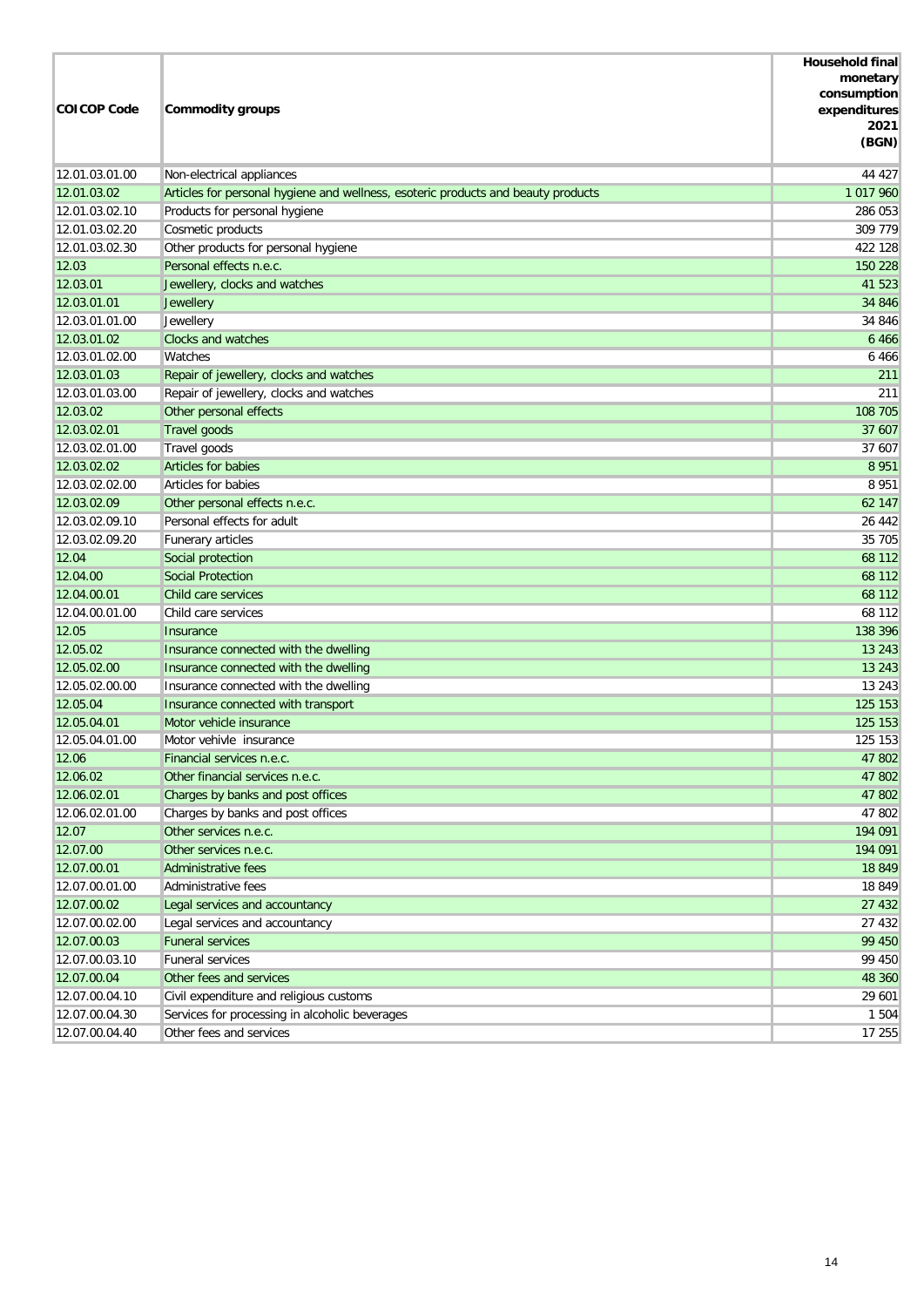| COICOP Code | Commodity groups | Household final monetary consumption expenditures 2021 (BGN) |
|---|---|---|
| 12.01.03.01.00 | Non-electrical appliances | 44 427 |
| 12.01.03.02 | Articles for personal hygiene and wellness, esoteric products and beauty products | 1 017 960 |
| 12.01.03.02.10 | Products for personal hygiene | 286 053 |
| 12.01.03.02.20 | Cosmetic products | 309 779 |
| 12.01.03.02.30 | Other products for personal hygiene | 422 128 |
| 12.03 | Personal effects n.e.c. | 150 228 |
| 12.03.01 | Jewellery, clocks and watches | 41 523 |
| 12.03.01.01 | Jewellery | 34 846 |
| 12.03.01.01.00 | Jewellery | 34 846 |
| 12.03.01.02 | Clocks and watches | 6 466 |
| 12.03.01.02.00 | Watches | 6 466 |
| 12.03.01.03 | Repair of jewellery, clocks and watches | 211 |
| 12.03.01.03.00 | Repair of jewellery, clocks and watches | 211 |
| 12.03.02 | Other personal effects | 108 705 |
| 12.03.02.01 | Travel goods | 37 607 |
| 12.03.02.01.00 | Travel goods | 37 607 |
| 12.03.02.02 | Articles for babies | 8 951 |
| 12.03.02.02.00 | Articles for babies | 8 951 |
| 12.03.02.09 | Other personal effects n.e.c. | 62 147 |
| 12.03.02.09.10 | Personal effects for adult | 26 442 |
| 12.03.02.09.20 | Funerary articles | 35 705 |
| 12.04 | Social protection | 68 112 |
| 12.04.00 | Social Protection | 68 112 |
| 12.04.00.01 | Child care services | 68 112 |
| 12.04.00.01.00 | Child care services | 68 112 |
| 12.05 | Insurance | 138 396 |
| 12.05.02 | Insurance connected with the dwelling | 13 243 |
| 12.05.02.00 | Insurance connected with the dwelling | 13 243 |
| 12.05.02.00.00 | Insurance connected with the dwelling | 13 243 |
| 12.05.04 | Insurance connected with transport | 125 153 |
| 12.05.04.01 | Motor vehicle insurance | 125 153 |
| 12.05.04.01.00 | Motor vehivle insurance | 125 153 |
| 12.06 | Financial services n.e.c. | 47 802 |
| 12.06.02 | Other financial services n.e.c. | 47 802 |
| 12.06.02.01 | Charges by banks and post offices | 47 802 |
| 12.06.02.01.00 | Charges by banks and post offices | 47 802 |
| 12.07 | Other services n.e.c. | 194 091 |
| 12.07.00 | Other services n.e.c. | 194 091 |
| 12.07.00.01 | Administrative fees | 18 849 |
| 12.07.00.01.00 | Administrative fees | 18 849 |
| 12.07.00.02 | Legal services and accountancy | 27 432 |
| 12.07.00.02.00 | Legal services and accountancy | 27 432 |
| 12.07.00.03 | Funeral services | 99 450 |
| 12.07.00.03.10 | Funeral services | 99 450 |
| 12.07.00.04 | Other fees and services | 48 360 |
| 12.07.00.04.10 | Civil expenditure and religious customs | 29 601 |
| 12.07.00.04.30 | Services for processing in alcoholic beverages | 1 504 |
| 12.07.00.04.40 | Other fees and services | 17 255 |